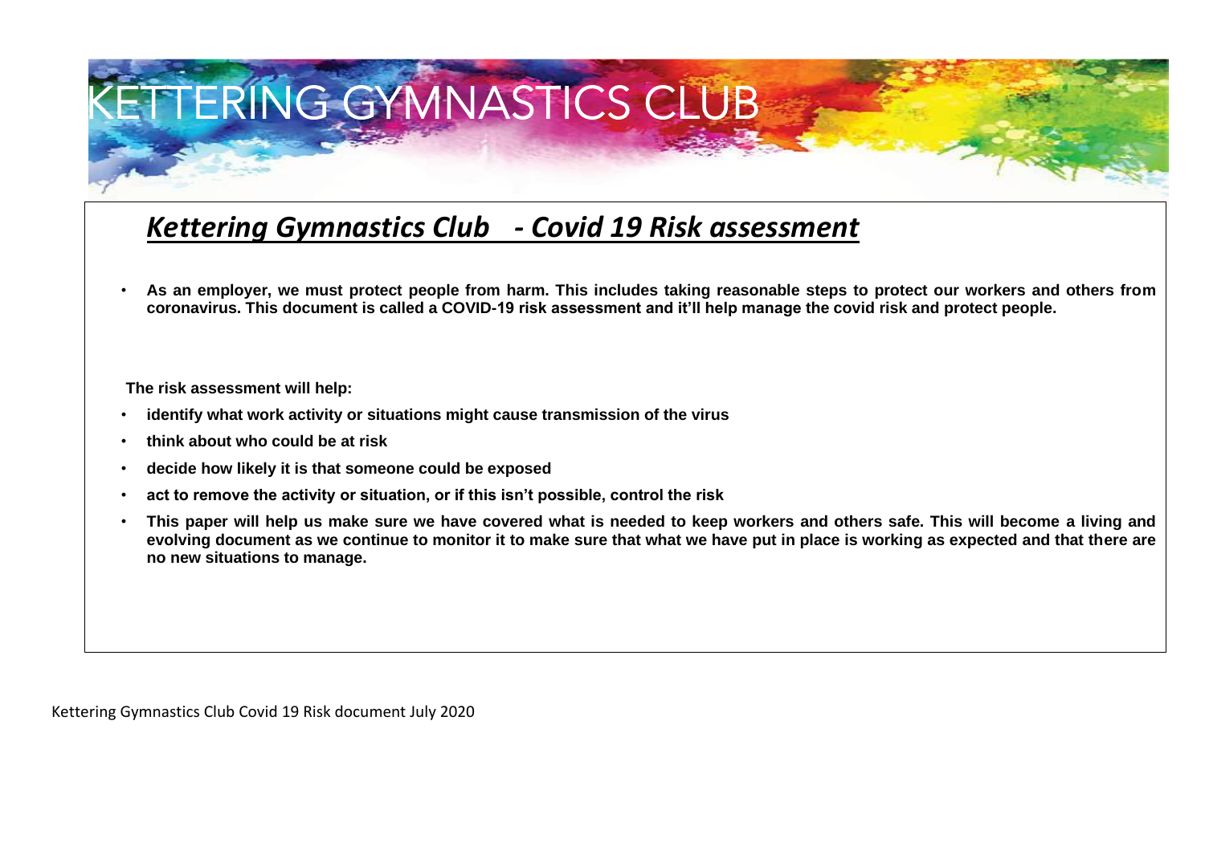# KETTERING GYMNASTICS CLUB

## ***Kettering Gymnastics Club - Covid 19 Risk assessment***

- **As an employer, we must protect people from harm. This includes taking reasonable steps to protect our workers and others from coronavirus. This document is called a COVID-19 risk assessment and it'll help manage the covid risk and protect people.**

**The risk assessment will help:**

- **identify what work activity or situations might cause transmission of the virus**
- **think about who could be at risk**
- **decide how likely it is that someone could be exposed**
- **act to remove the activity or situation, or if this isn't possible, control the risk**
- **This paper will help us make sure we have covered what is needed to keep workers and others safe. This will become a living and evolving document as we continue to monitor it to make sure that what we have put in place is working as expected and that there are no new situations to manage.**

Kettering Gymnastics Club Covid 19 Risk document July 2020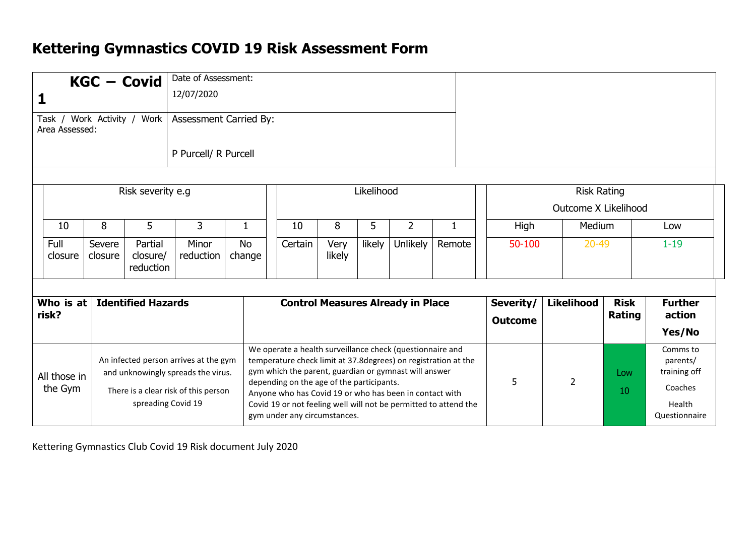# Kettering Gymnastics COVID 19 Risk Assessment Form

| **KGC – Covid 1** | Date of Assessment: 12/07/2020 |
|---|---|
| Task / Work Activity / Work Area Assessed: | Assessment Carried By: P Purcell/ R Purcell |

| Risk severity e.g | | | | | Likelihood | | | | | Risk Rating Outcome X Likelihood | | |
|---|---|---|---|---|---|---|---|---|---|---|---|---|
| 10 | 8 | 5 | 3 | 1 | 10 | 8 | 5 | 2 | 1 | High | Medium | Low |
| Full closure | Severe closure | Partial closure/ reduction | Minor reduction | No change | Certain | Very likely | likely | Unlikely | Remote | 50-100 | 20-49 | 1-19 |

| **Who is at risk?** | **Identified Hazards** | **Control Measures Already in Place** | **Severity/ Outcome** | **Likelihood** | **Risk Rating** | **Further action Yes/No** |
|---|---|---|---|---|---|---|
| All those in the Gym | An infected person arrives at the gym and unknowingly spreads the virus. There is a clear risk of this person spreading Covid 19 | We operate a health surveillance check (questionnaire and temperature check limit at 37.8degrees) on registration at the gym which the parent, guardian or gymnast will answer depending on the age of the participants. Anyone who has Covid 19 or who has been in contact with Covid 19 or not feeling well will not be permitted to attend the gym under any circumstances. | 5 | 2 | Low 10 | Comms to parents/ training off Coaches Health Questionnaire |

Kettering Gymnastics Club Covid 19 Risk document July 2020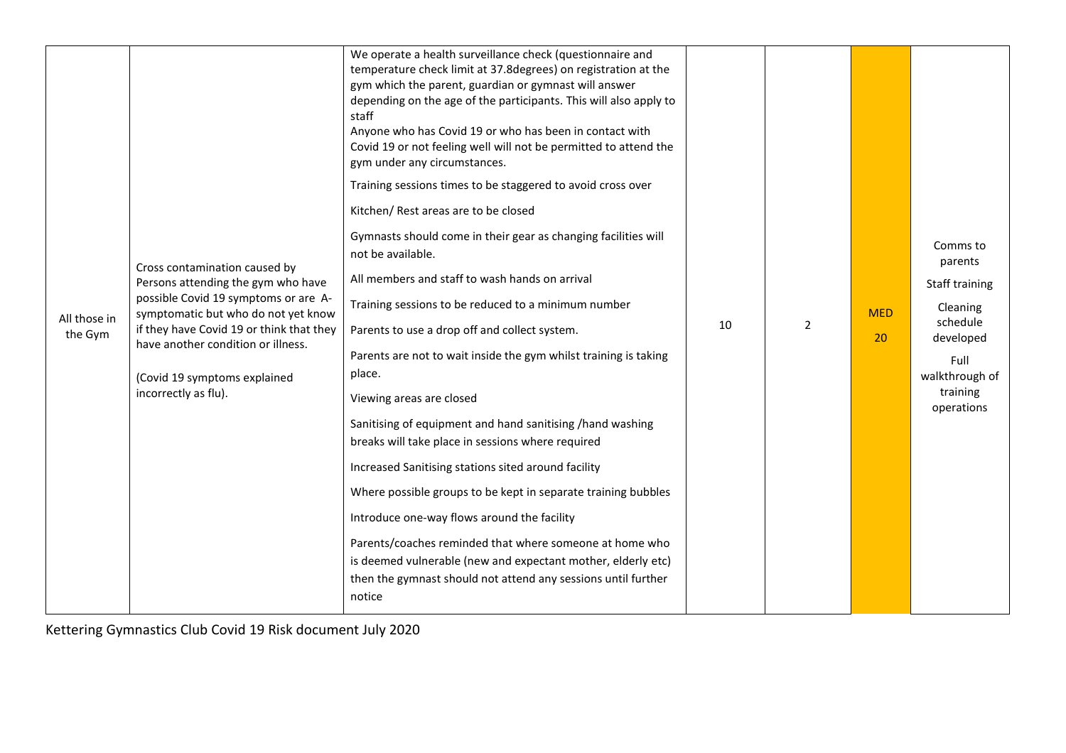| All those in the Gym | Cross contamination caused by Persons attending the gym who have possible Covid 19 symptoms or are A-symptomatic but who do not yet know if they have Covid 19 or think that they have another condition or illness.<br><br>(Covid 19 symptoms explained incorrectly as flu). | We operate a health surveillance check (questionnaire and temperature check limit at 37.8degrees) on registration at the gym which the parent, guardian or gymnast will answer depending on the age of the participants. This will also apply to staff<br>Anyone who has Covid 19 or who has been in contact with Covid 19 or not feeling well will not be permitted to attend the gym under any circumstances.<br><br>Training sessions times to be staggered to avoid cross over<br><br>Kitchen/ Rest areas are to be closed<br><br>Gymnasts should come in their gear as changing facilities will not be available.<br><br>All members and staff to wash hands on arrival<br><br>Training sessions to be reduced to a minimum number<br><br>Parents to use a drop off and collect system.<br><br>Parents are not to wait inside the gym whilst training is taking place.<br><br>Viewing areas are closed<br><br>Sanitising of equipment and hand sanitising /hand washing breaks will take place in sessions where required<br><br>Increased Sanitising stations sited around facility<br><br>Where possible groups to be kept in separate training bubbles<br><br>Introduce one-way flows around the facility<br><br>Parents/coaches reminded that where someone at home who is deemed vulnerable (new and expectant mother, elderly etc) then the gymnast should not attend any sessions until further notice | 10 | 2 | MED 20 | Comms to parents<br><br>Staff training<br><br>Cleaning schedule developed<br><br>Full walkthrough of training operations |
|---|---|---|---|---|---|---|

Kettering Gymnastics Club Covid 19 Risk document July 2020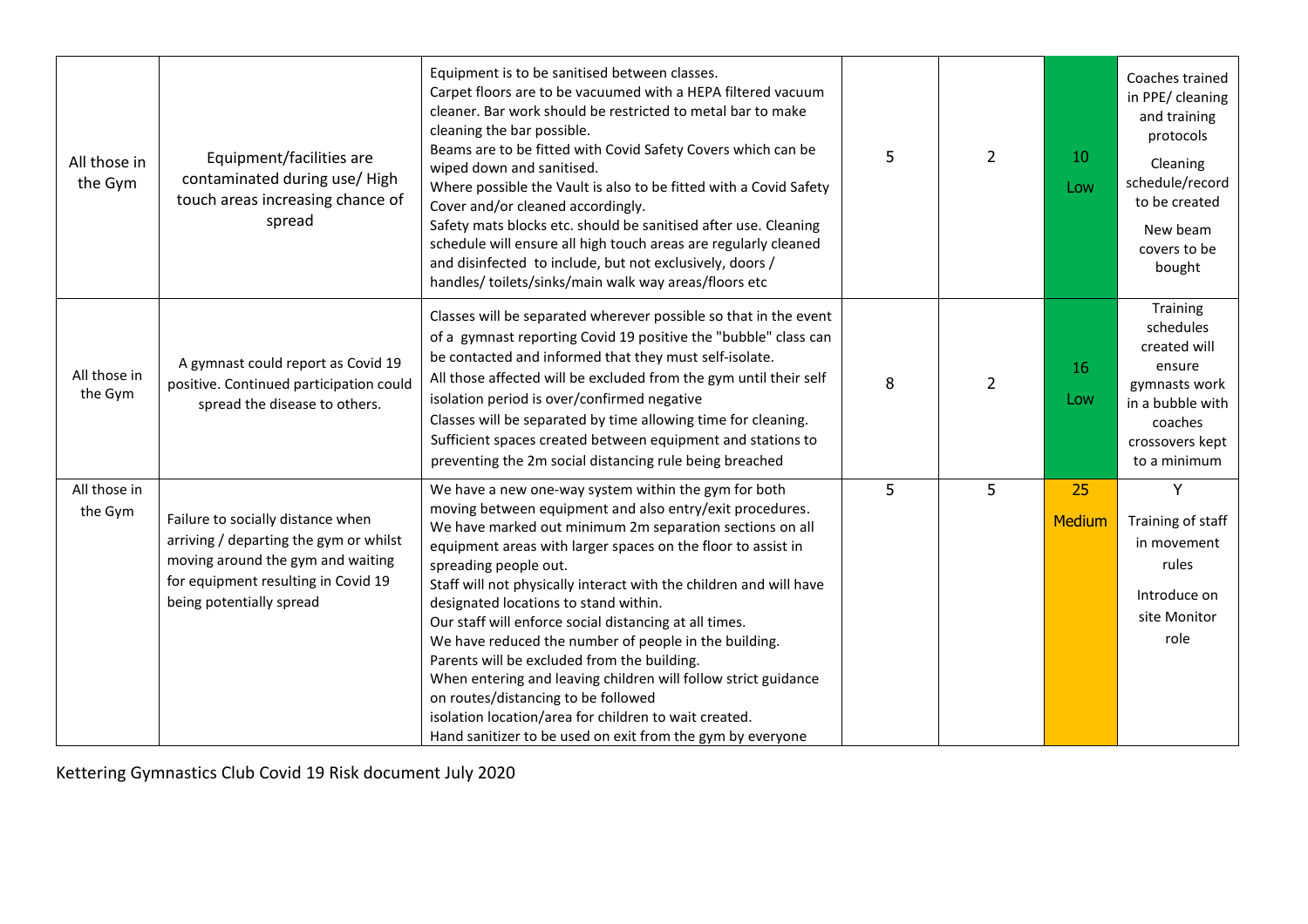| All those in the Gym | Equipment/facilities are contaminated during use/ High touch areas increasing chance of spread | Equipment is to be sanitised between classes.<br>Carpet floors are to be vacuumed with a HEPA filtered vacuum cleaner. Bar work should be restricted to metal bar to make cleaning the bar possible.<br>Beams are to be fitted with Covid Safety Covers which can be wiped down and sanitised.<br>Where possible the Vault is also to be fitted with a Covid Safety Cover and/or cleaned accordingly.<br>Safety mats blocks etc. should be sanitised after use. Cleaning schedule will ensure all high touch areas are regularly cleaned and disinfected to include, but not exclusively, doors / handles/ toilets/sinks/main walk way areas/floors etc | 5 | 2 | 10<br>Low | Coaches trained in PPE/ cleaning and training protocols<br>Cleaning schedule/record to be created<br>New beam covers to be bought |
|---|---|---|---|---|---|---|
| All those in the Gym | A gymnast could report as Covid 19 positive. Continued participation could spread the disease to others. | Classes will be separated wherever possible so that in the event of a gymnast reporting Covid 19 positive the "bubble" class can be contacted and informed that they must self-isolate.<br>All those affected will be excluded from the gym until their self isolation period is over/confirmed negative<br>Classes will be separated by time allowing time for cleaning.<br>Sufficient spaces created between equipment and stations to preventing the 2m social distancing rule being breached | 8 | 2 | 16<br>Low | Training schedules created will ensure gymnasts work in a bubble with coaches crossovers kept to a minimum |
| All those in the Gym | Failure to socially distance when arriving / departing the gym or whilst moving around the gym and waiting for equipment resulting in Covid 19 being potentially spread | We have a new one-way system within the gym for both moving between equipment and also entry/exit procedures.<br>We have marked out minimum 2m separation sections on all equipment areas with larger spaces on the floor to assist in spreading people out.<br>Staff will not physically interact with the children and will have designated locations to stand within.<br>Our staff will enforce social distancing at all times.<br>We have reduced the number of people in the building.<br>Parents will be excluded from the building.<br>When entering and leaving children will follow strict guidance on routes/distancing to be followed<br>isolation location/area for children to wait created.<br>Hand sanitizer to be used on exit from the gym by everyone | 5 | 5 | 25<br>Medium | Y<br>Training of staff in movement rules<br>Introduce on site Monitor role |

Kettering Gymnastics Club Covid 19 Risk document July 2020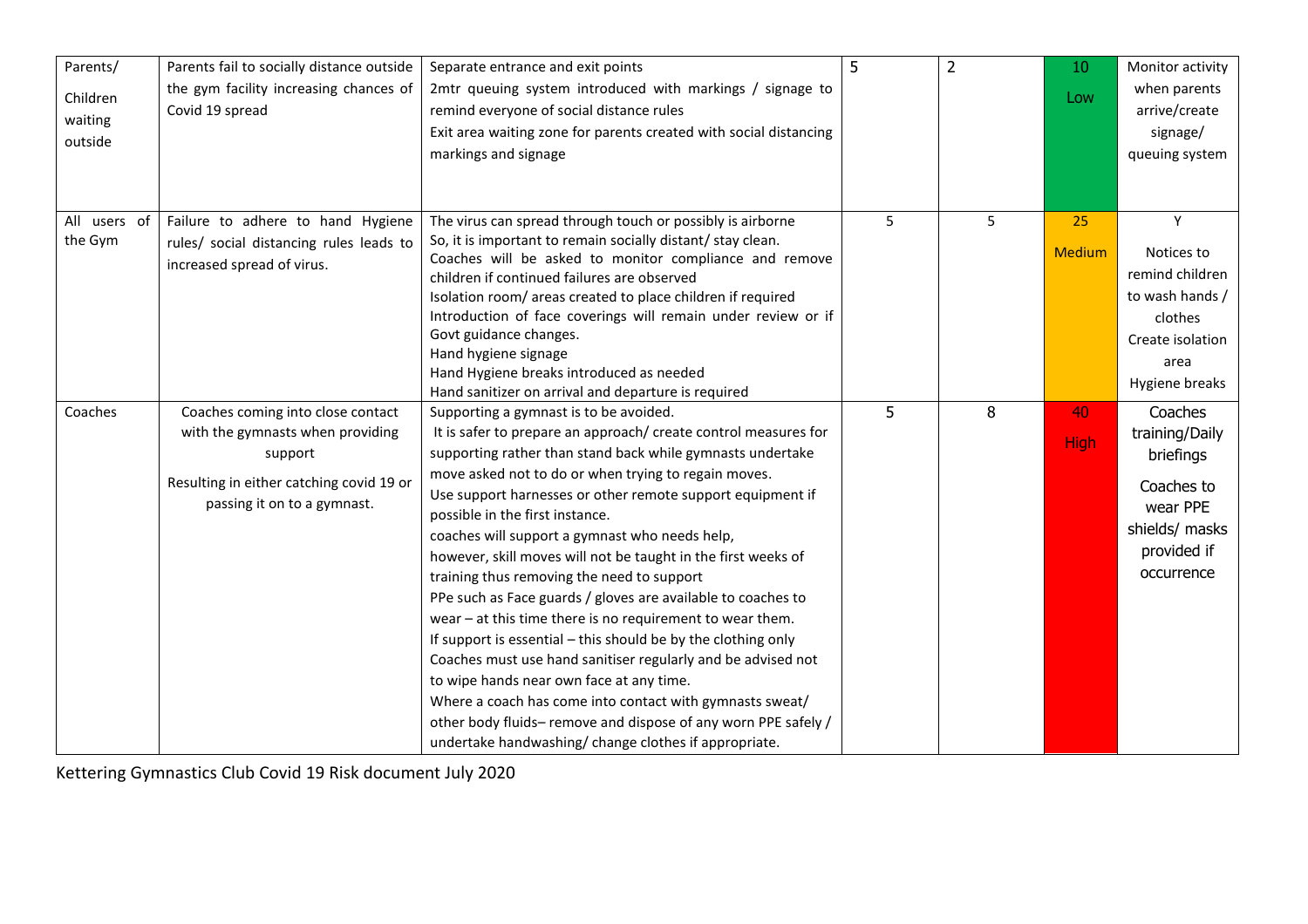| | | | | | | |
|---|---|---|---|---|---|---|
| Parents/ Children waiting outside | Parents fail to socially distance outside the gym facility increasing chances of Covid 19 spread | Separate entrance and exit points<br>2mtr queuing system introduced with markings / signage to remind everyone of social distance rules<br>Exit area waiting zone for parents created with social distancing markings and signage | 5 | 2 | 10 Low | Monitor activity when parents arrive/create signage/ queuing system |
| All users of the Gym | Failure to adhere to hand Hygiene rules/ social distancing rules leads to increased spread of virus. | The virus can spread through touch or possibly is airborne<br>So, it is important to remain socially distant/ stay clean.<br>Coaches will be asked to monitor compliance and remove children if continued failures are observed<br>Isolation room/ areas created to place children if required<br>Introduction of face coverings will remain under review or if Govt guidance changes.<br>Hand hygiene signage<br>Hand Hygiene breaks introduced as needed<br>Hand sanitizer on arrival and departure is required | 5 | 5 | 25 Medium | Y<br>Notices to remind children to wash hands / clothes<br>Create isolation area<br>Hygiene breaks |
| Coaches | Coaches coming into close contact with the gymnasts when providing support<br>Resulting in either catching covid 19 or passing it on to a gymnast. | Supporting a gymnast is to be avoided.<br>It is safer to prepare an approach/ create control measures for supporting rather than stand back while gymnasts undertake move asked not to do or when trying to regain moves.<br>Use support harnesses or other remote support equipment if possible in the first instance.<br>coaches will support a gymnast who needs help,<br>however, skill moves will not be taught in the first weeks of training thus removing the need to support<br>PPe such as Face guards / gloves are available to coaches to wear – at this time there is no requirement to wear them.<br>If support is essential – this should be by the clothing only<br>Coaches must use hand sanitiser regularly and be advised not to wipe hands near own face at any time.<br>Where a coach has come into contact with gymnasts sweat/ other body fluids– remove and dispose of any worn PPE safely / undertake handwashing/ change clothes if appropriate. | 5 | 8 | 40 High | Coaches training/Daily briefings<br>Coaches to wear PPE shields/ masks provided if occurrence |

Kettering Gymnastics Club Covid 19 Risk document July 2020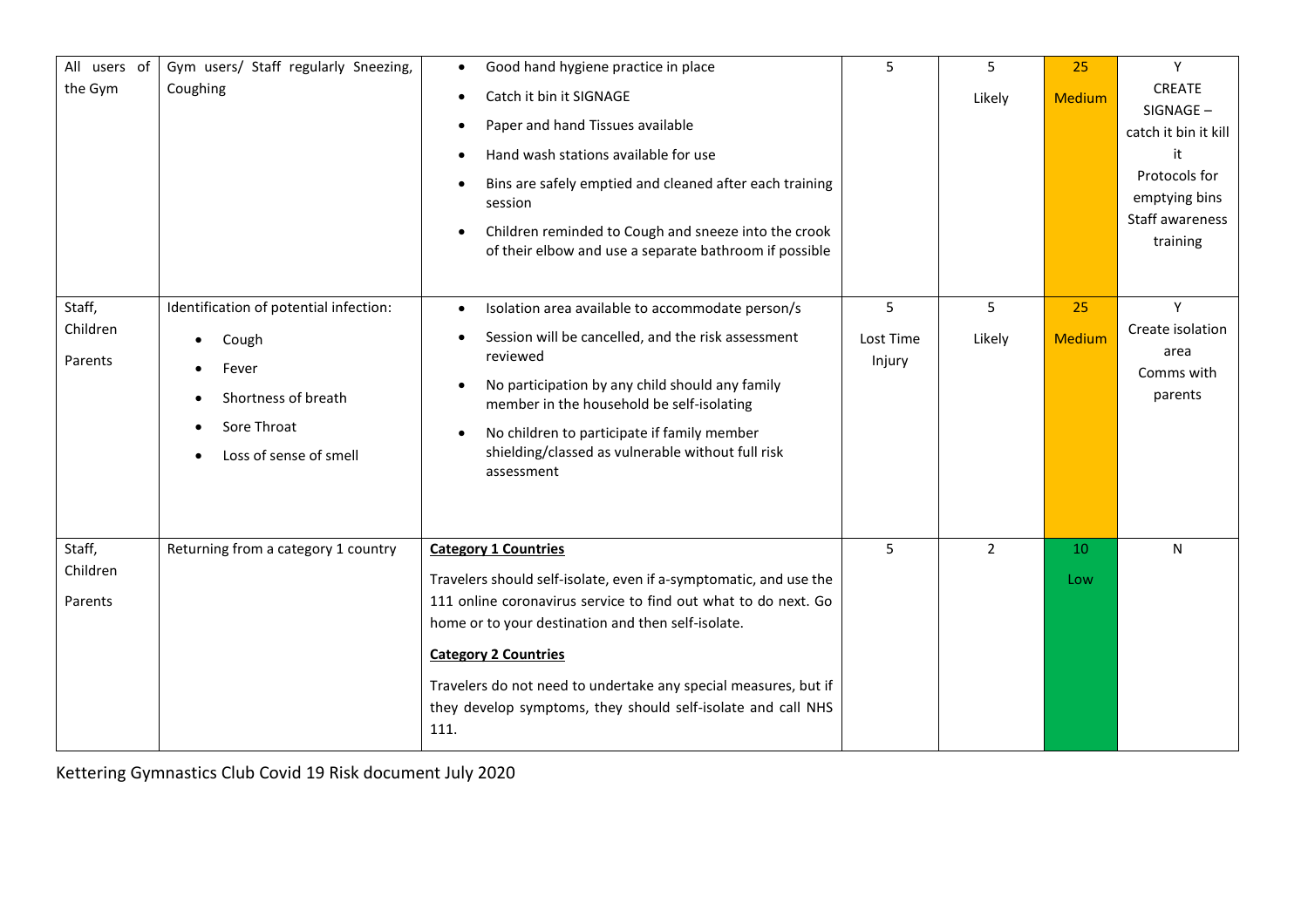| All users of the Gym | Gym users/ Staff regularly Sneezing, Coughing | • Good hand hygiene practice in place<br>• Catch it bin it SIGNAGE<br>• Paper and hand Tissues available<br>• Hand wash stations available for use<br>• Bins are safely emptied and cleaned after each training session<br>• Children reminded to Cough and sneeze into the crook of their elbow and use a separate bathroom if possible | 5 | 5<br>Likely | 25<br>Medium | Y<br>CREATE SIGNAGE – catch it bin it kill it<br>Protocols for emptying bins<br>Staff awareness training |
|---|---|---|---|---|---|---|
| Staff,<br>Children<br>Parents | Identification of potential infection:<br>• Cough<br>• Fever<br>• Shortness of breath<br>• Sore Throat<br>• Loss of sense of smell | • Isolation area available to accommodate person/s<br>• Session will be cancelled, and the risk assessment reviewed<br>• No participation by any child should any family member in the household be self-isolating<br>• No children to participate if family member shielding/classed as vulnerable without full risk assessment | 5<br>Lost Time Injury | 5<br>Likely | 25<br>Medium | Y<br>Create isolation area<br>Comms with parents |
| Staff,<br>Children<br>Parents | Returning from a category 1 country | **Category 1 Countries**<br>Travelers should self-isolate, even if a-symptomatic, and use the 111 online coronavirus service to find out what to do next. Go home or to your destination and then self-isolate.<br>**Category 2 Countries**<br>Travelers do not need to undertake any special measures, but if they develop symptoms, they should self-isolate and call NHS 111. | 5 | 2 | 10<br>Low | N |

Kettering Gymnastics Club Covid 19 Risk document July 2020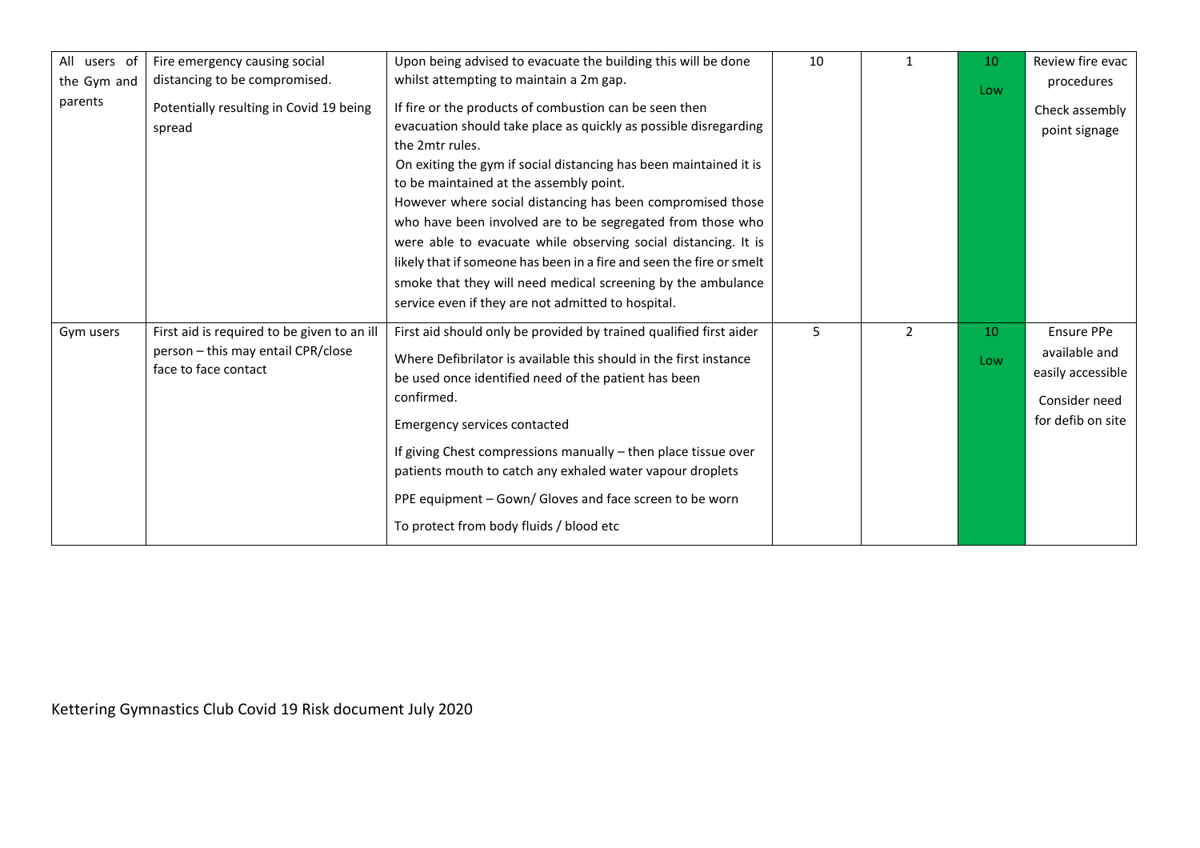| | | | | | | |
|---|---|---|---|---|---|---|
| All users of the Gym and parents | Fire emergency causing social distancing to be compromised.<br><br>Potentially resulting in Covid 19 being spread | Upon being advised to evacuate the building this will be done whilst attempting to maintain a 2m gap.<br><br>If fire or the products of combustion can be seen then evacuation should take place as quickly as possible disregarding the 2mtr rules.<br>On exiting the gym if social distancing has been maintained it is to be maintained at the assembly point.<br>However where social distancing has been compromised those who have been involved are to be segregated from those who were able to evacuate while observing social distancing. It is likely that if someone has been in a fire and seen the fire or smelt smoke that they will need medical screening by the ambulance service even if they are not admitted to hospital. | 10 | 1 | 10<br>Low | Review fire evac procedures<br><br>Check assembly point signage |
| Gym users | First aid is required to be given to an ill person – this may entail CPR/close face to face contact | First aid should only be provided by trained qualified first aider<br><br>Where Defibrilator is available this should in the first instance be used once identified need of the patient has been confirmed.<br><br>Emergency services contacted<br><br>If giving Chest compressions manually – then place tissue over patients mouth to catch any exhaled water vapour droplets<br><br>PPE equipment – Gown/ Gloves and face screen to be worn<br><br>To protect from body fluids / blood etc | 5 | 2 | 10<br>Low | Ensure PPe available and easily accessible<br><br>Consider need for defib on site |

Kettering Gymnastics Club Covid 19 Risk document July 2020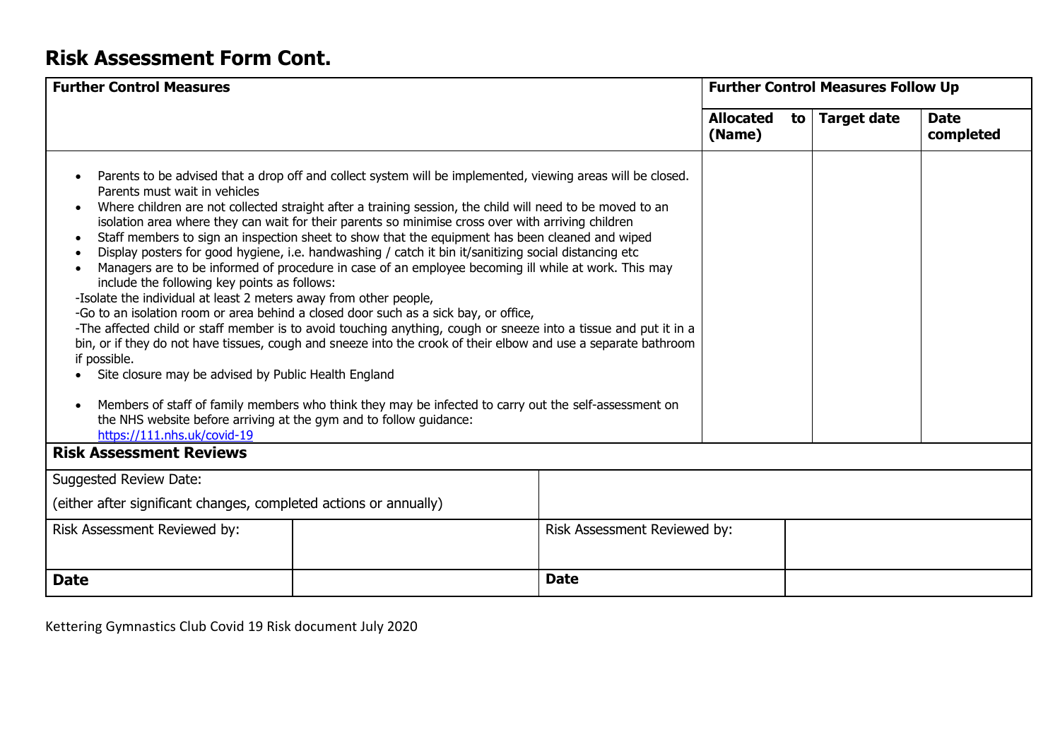# Risk Assessment Form Cont.

| **Further Control Measures** | **Further Control Measures Follow Up** | | |
|---|---|---|---|
| | **Allocated to (Name)** | **Target date** | **Date completed** |
| • Parents to be advised that a drop off and collect system will be implemented, viewing areas will be closed. Parents must wait in vehicles<br>• Where children are not collected straight after a training session, the child will need to be moved to an isolation area where they can wait for their parents so minimise cross over with arriving children<br>• Staff members to sign an inspection sheet to show that the equipment has been cleaned and wiped<br>• Display posters for good hygiene, i.e. handwashing / catch it bin it/sanitizing social distancing etc<br>• Managers are to be informed of procedure in case of an employee becoming ill while at work. This may include the following key points as follows:<br>-Isolate the individual at least 2 meters away from other people,<br>-Go to an isolation room or area behind a closed door such as a sick bay, or office,<br>-The affected child or staff member is to avoid touching anything, cough or sneeze into a tissue and put it in a bin, or if they do not have tissues, cough and sneeze into the crook of their elbow and use a separate bathroom if possible.<br>• Site closure may be advised by Public Health England<br>• Members of staff of family members who think they may be infected to carry out the self-assessment on the NHS website before arriving at the gym and to follow guidance: https://111.nhs.uk/covid-19 | | | |

**Risk Assessment Reviews**

| | | | |
|---|---|---|---|
| Suggested Review Date:<br>(either after significant changes, completed actions or annually) | | | |
| Risk Assessment Reviewed by: | | Risk Assessment Reviewed by: | |
| **Date** | | **Date** | |

Kettering Gymnastics Club Covid 19 Risk document July 2020